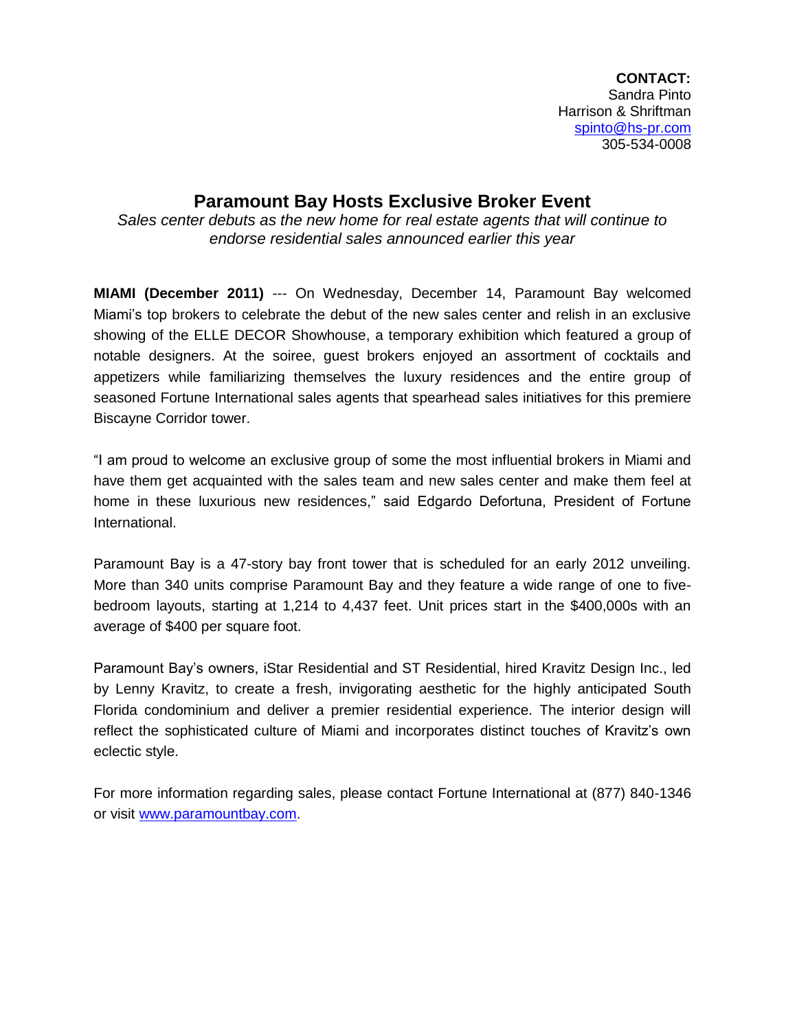**CONTACT:**
Sandra Pinto
Harrison & Shriftman
spinto@hs-pr.com
305-534-0008

# Paramount Bay Hosts Exclusive Broker Event

*Sales center debuts as the new home for real estate agents that will continue to endorse residential sales announced earlier this year*

**MIAMI (December 2011)** --- On Wednesday, December 14, Paramount Bay welcomed Miami's top brokers to celebrate the debut of the new sales center and relish in an exclusive showing of the ELLE DECOR Showhouse, a temporary exhibition which featured a group of notable designers. At the soiree, guest brokers enjoyed an assortment of cocktails and appetizers while familiarizing themselves the luxury residences and the entire group of seasoned Fortune International sales agents that spearhead sales initiatives for this premiere Biscayne Corridor tower.

"I am proud to welcome an exclusive group of some the most influential brokers in Miami and have them get acquainted with the sales team and new sales center and make them feel at home in these luxurious new residences," said Edgardo Defortuna, President of Fortune International.

Paramount Bay is a 47-story bay front tower that is scheduled for an early 2012 unveiling. More than 340 units comprise Paramount Bay and they feature a wide range of one to five-bedroom layouts, starting at 1,214 to 4,437 feet. Unit prices start in the $400,000s with an average of $400 per square foot.

Paramount Bay's owners, iStar Residential and ST Residential, hired Kravitz Design Inc., led by Lenny Kravitz, to create a fresh, invigorating aesthetic for the highly anticipated South Florida condominium and deliver a premier residential experience. The interior design will reflect the sophisticated culture of Miami and incorporates distinct touches of Kravitz's own eclectic style.

For more information regarding sales, please contact Fortune International at (877) 840-1346 or visit www.paramountbay.com.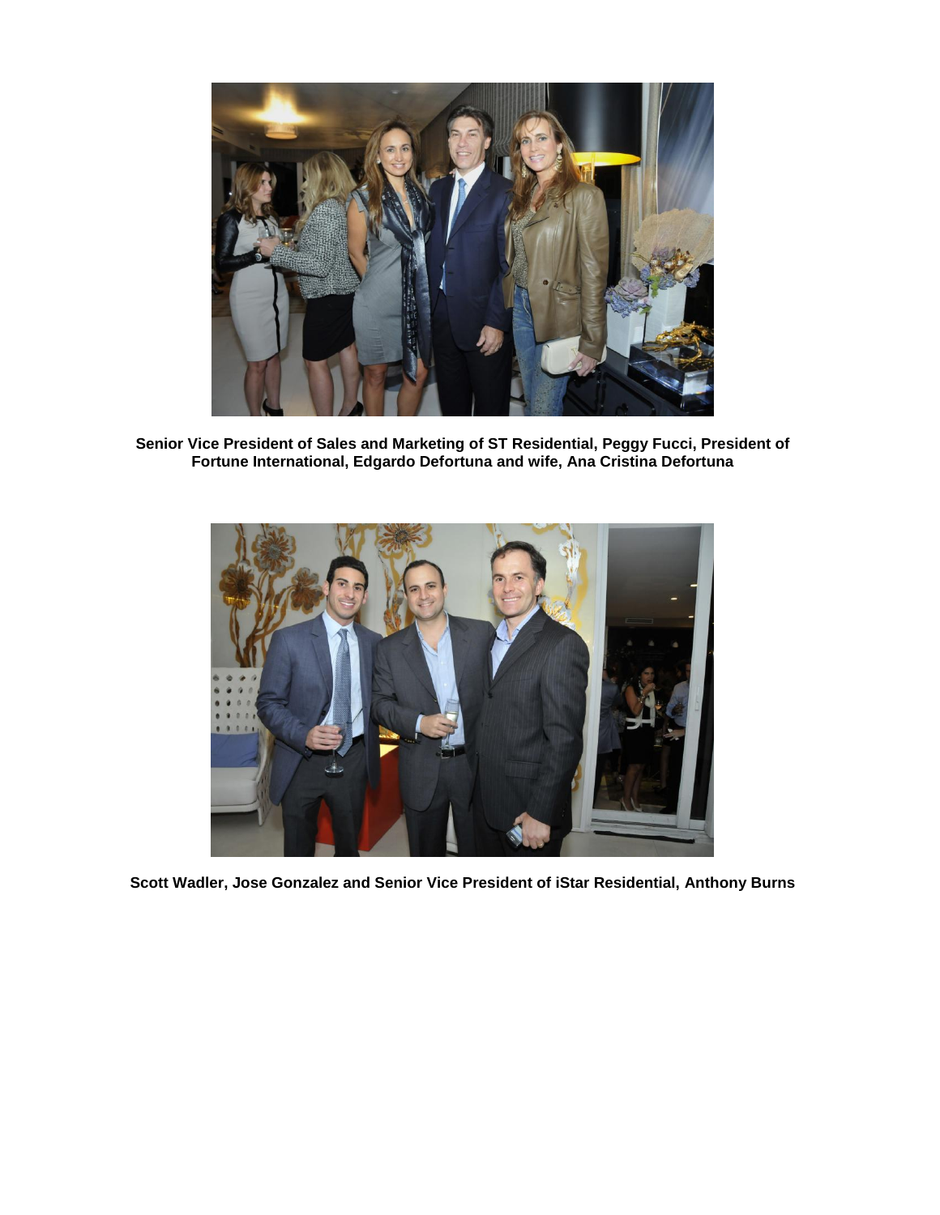**Senior Vice President of Sales and Marketing of ST Residential, Peggy Fucci, President of Fortune International, Edgardo Defortuna and wife, Ana Cristina Defortuna**

**Scott Wadler, Jose Gonzalez and Senior Vice President of iStar Residential, Anthony Burns**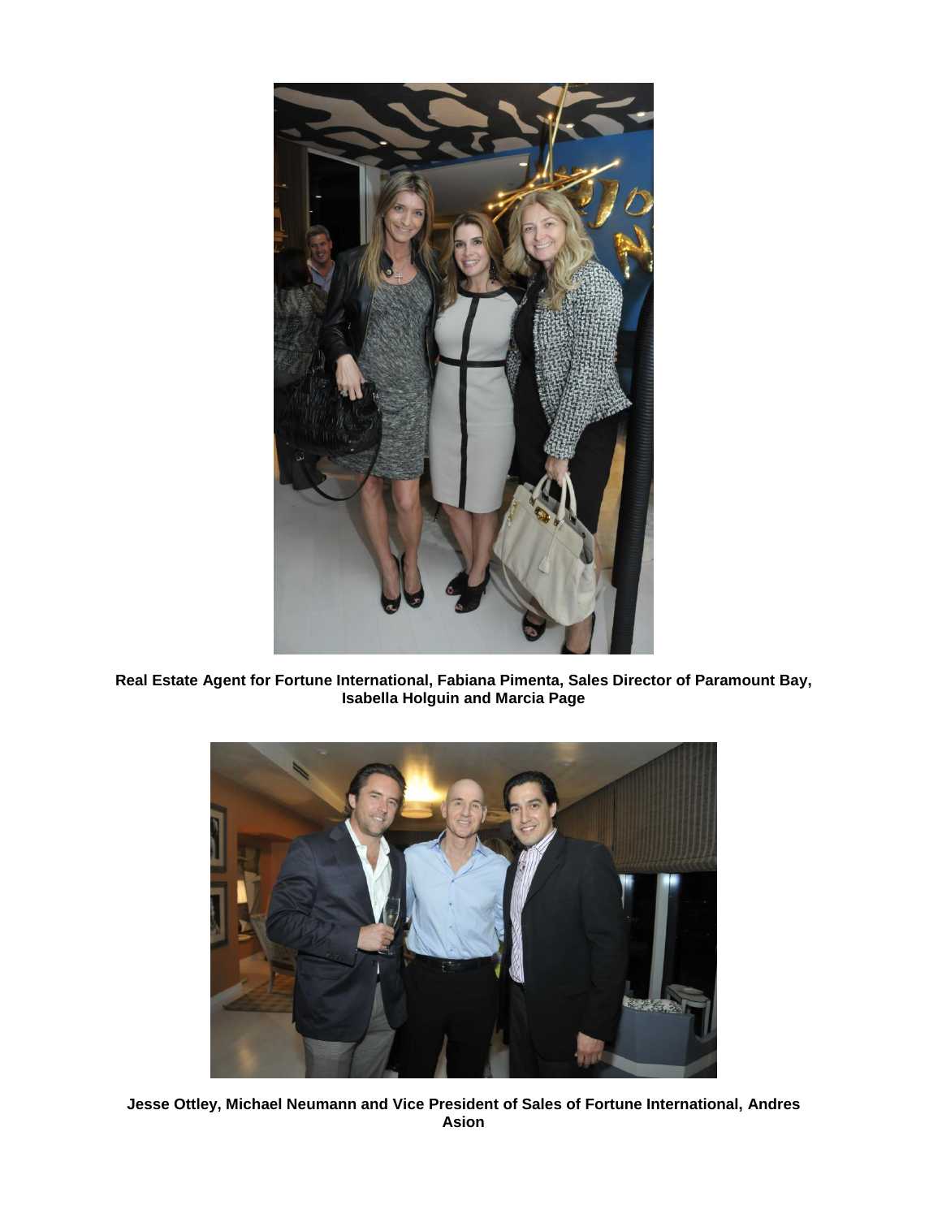**Real Estate Agent for Fortune International, Fabiana Pimenta, Sales Director of Paramount Bay, Isabella Holguin and Marcia Page**

**Jesse Ottley, Michael Neumann and Vice President of Sales of Fortune International, Andres Asion**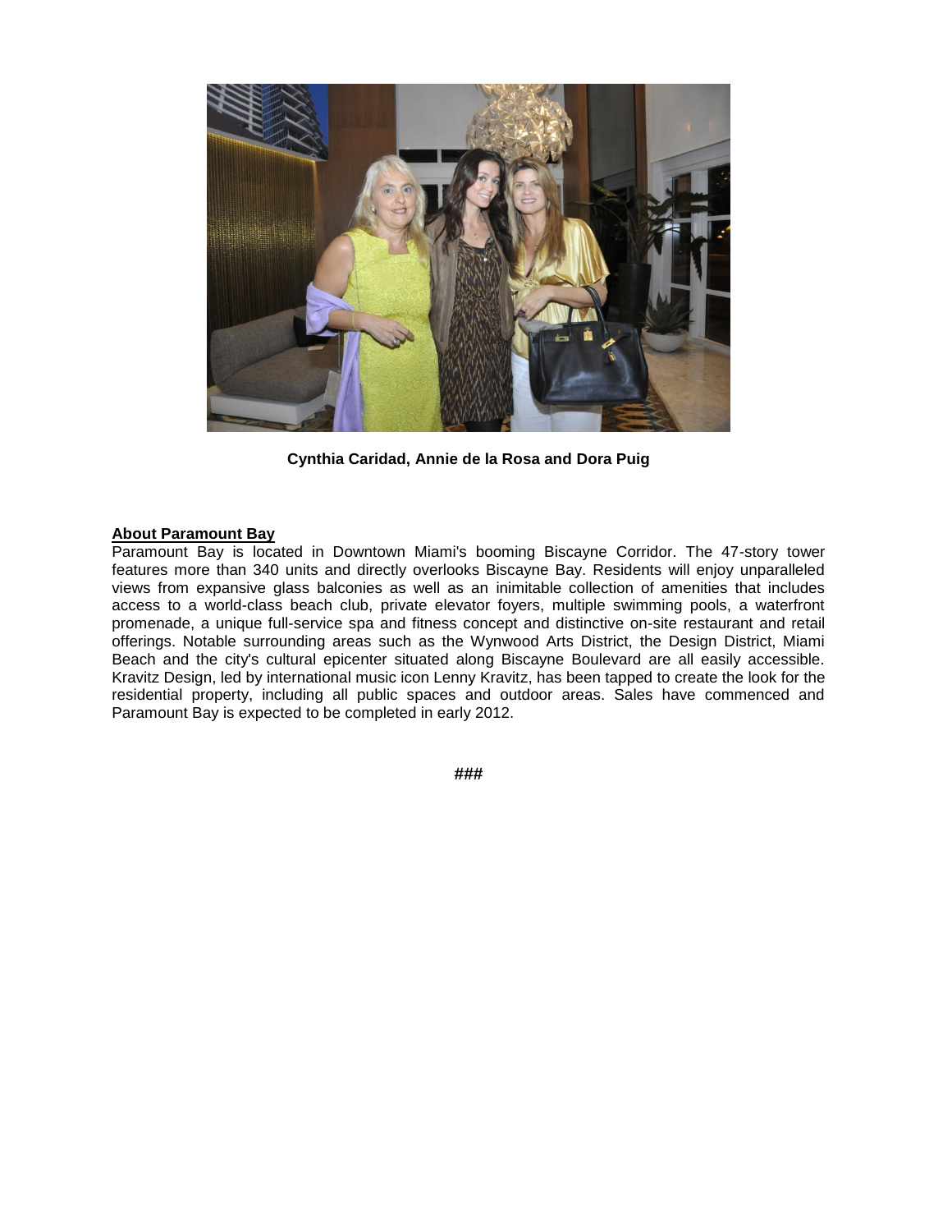**Cynthia Caridad, Annie de la Rosa and Dora Puig**

**About Paramount Bay**

Paramount Bay is located in Downtown Miami's booming Biscayne Corridor. The 47-story tower features more than 340 units and directly overlooks Biscayne Bay. Residents will enjoy unparalleled views from expansive glass balconies as well as an inimitable collection of amenities that includes access to a world-class beach club, private elevator foyers, multiple swimming pools, a waterfront promenade, a unique full-service spa and fitness concept and distinctive on-site restaurant and retail offerings. Notable surrounding areas such as the Wynwood Arts District, the Design District, Miami Beach and the city's cultural epicenter situated along Biscayne Boulevard are all easily accessible. Kravitz Design, led by international music icon Lenny Kravitz, has been tapped to create the look for the residential property, including all public spaces and outdoor areas. Sales have commenced and Paramount Bay is expected to be completed in early 2012.

###